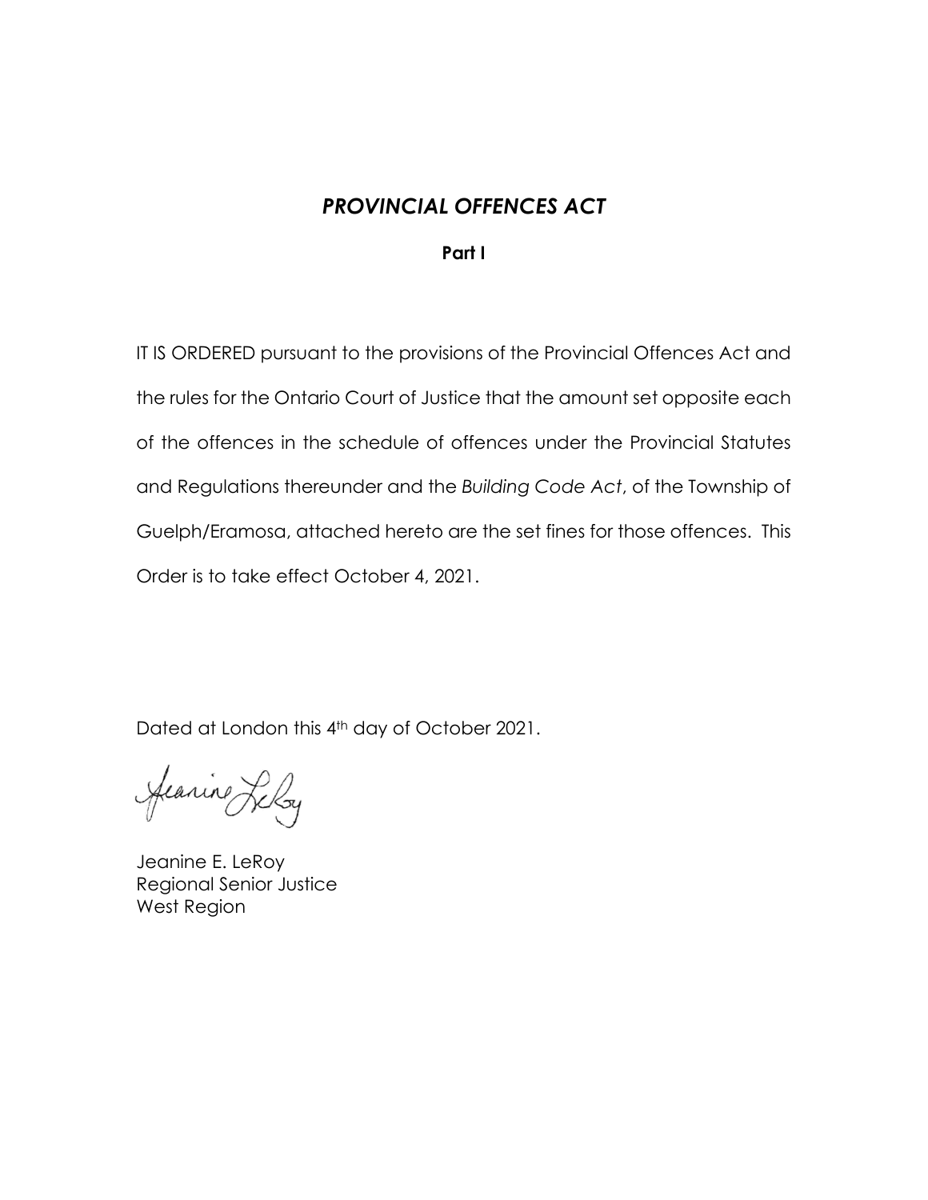# *PROVINCIAL OFFENCES ACT*

**Part I**

IT IS ORDERED pursuant to the provisions of the Provincial Offences Act and the rules for the Ontario Court of Justice that the amount set opposite each of the offences in the schedule of offences under the Provincial Statutes and Regulations thereunder and the *Building Code Act*, of the Township of Guelph/Eramosa, attached hereto are the set fines for those offences. This Order is to take effect October 4, 2021.

Dated at London this 4th day of October 2021.

Jeanine E. LeRoy
Regional Senior Justice
West Region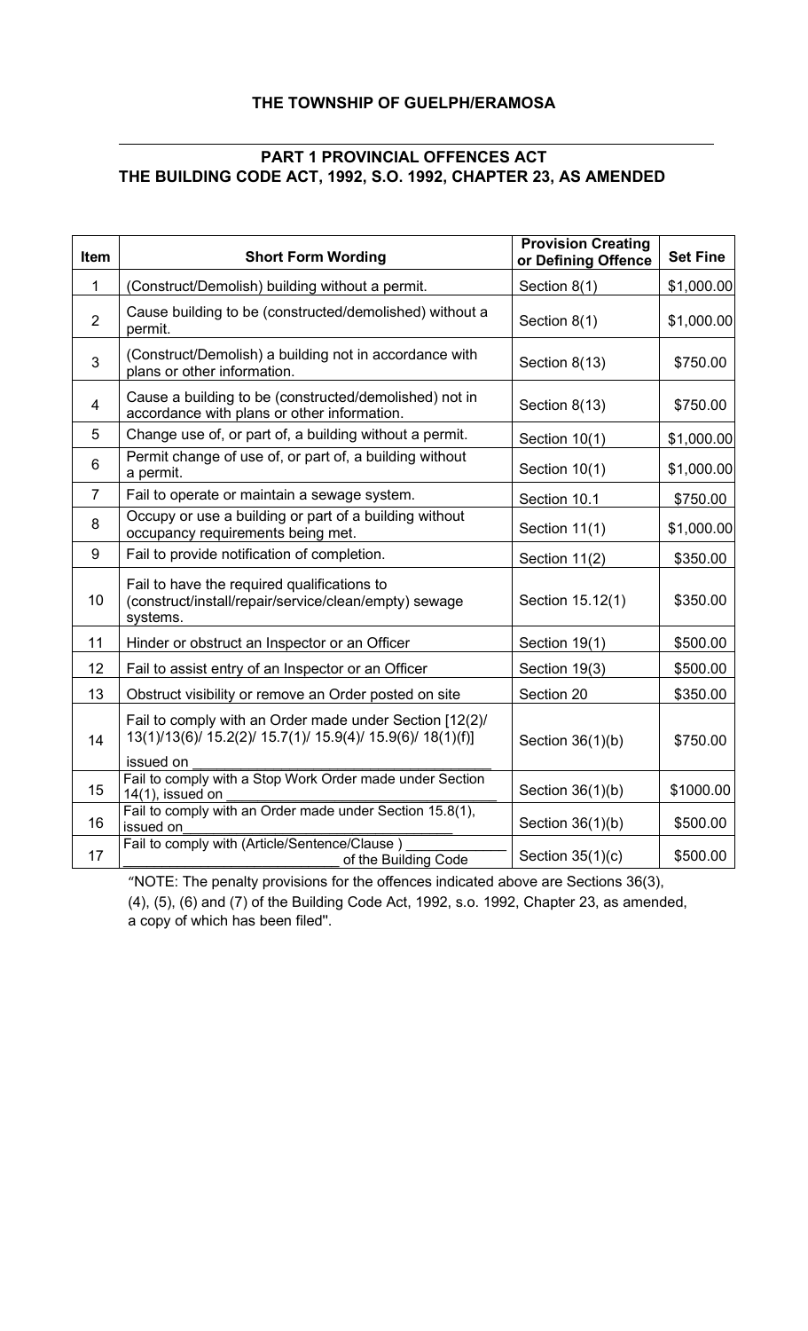### THE TOWNSHIP OF GUELPH/ERAMOSA

### PART 1 PROVINCIAL OFFENCES ACT
### THE BUILDING CODE ACT, 1992, S.O. 1992, CHAPTER 23, AS AMENDED

| Item | Short Form Wording | Provision Creating or Defining Offence | Set Fine |
|---|---|---|---|
| 1 | (Construct/Demolish) building without a permit. | Section 8(1) | $1,000.00 |
| 2 | Cause building to be (constructed/demolished) without a permit. | Section 8(1) | $1,000.00 |
| 3 | (Construct/Demolish) a building not in accordance with plans or other information. | Section 8(13) | $750.00 |
| 4 | Cause a building to be (constructed/demolished) not in accordance with plans or other information. | Section 8(13) | $750.00 |
| 5 | Change use of, or part of, a building without a permit. | Section 10(1) | $1,000.00 |
| 6 | Permit change of use of, or part of, a building without a permit. | Section 10(1) | $1,000.00 |
| 7 | Fail to operate or maintain a sewage system. | Section 10.1 | $750.00 |
| 8 | Occupy or use a building or part of a building without occupancy requirements being met. | Section 11(1) | $1,000.00 |
| 9 | Fail to provide notification of completion. | Section 11(2) | $350.00 |
| 10 | Fail to have the required qualifications to (construct/install/repair/service/clean/empty) sewage systems. | Section 15.12(1) | $350.00 |
| 11 | Hinder or obstruct an Inspector or an Officer | Section 19(1) | $500.00 |
| 12 | Fail to assist entry of an Inspector or an Officer | Section 19(3) | $500.00 |
| 13 | Obstruct visibility or remove an Order posted on site | Section 20 | $350.00 |
| 14 | Fail to comply with an Order made under Section [12(2)/ 13(1)/13(6)/ 15.2(2)/ 15.7(1)/ 15.9(4)/ 15.9(6)/ 18(1)(f)] issued on ______________________________________ | Section 36(1)(b) | $750.00 |
| 15 | Fail to comply with a Stop Work Order made under Section 14(1), issued on ______________________________ | Section 36(1)(b) | $1000.00 |
| 16 | Fail to comply with an Order made under Section 15.8(1), issued on______________________________________ | Section 36(1)(b) | $500.00 |
| 17 | Fail to comply with (Article/Sentence/Clause ) _____________ ____________________________ of the Building Code | Section 35(1)(c) | $500.00 |

"NOTE: The penalty provisions for the offences indicated above are Sections 36(3), (4), (5), (6) and (7) of the Building Code Act, 1992, s.o. 1992, Chapter 23, as amended, a copy of which has been filed".